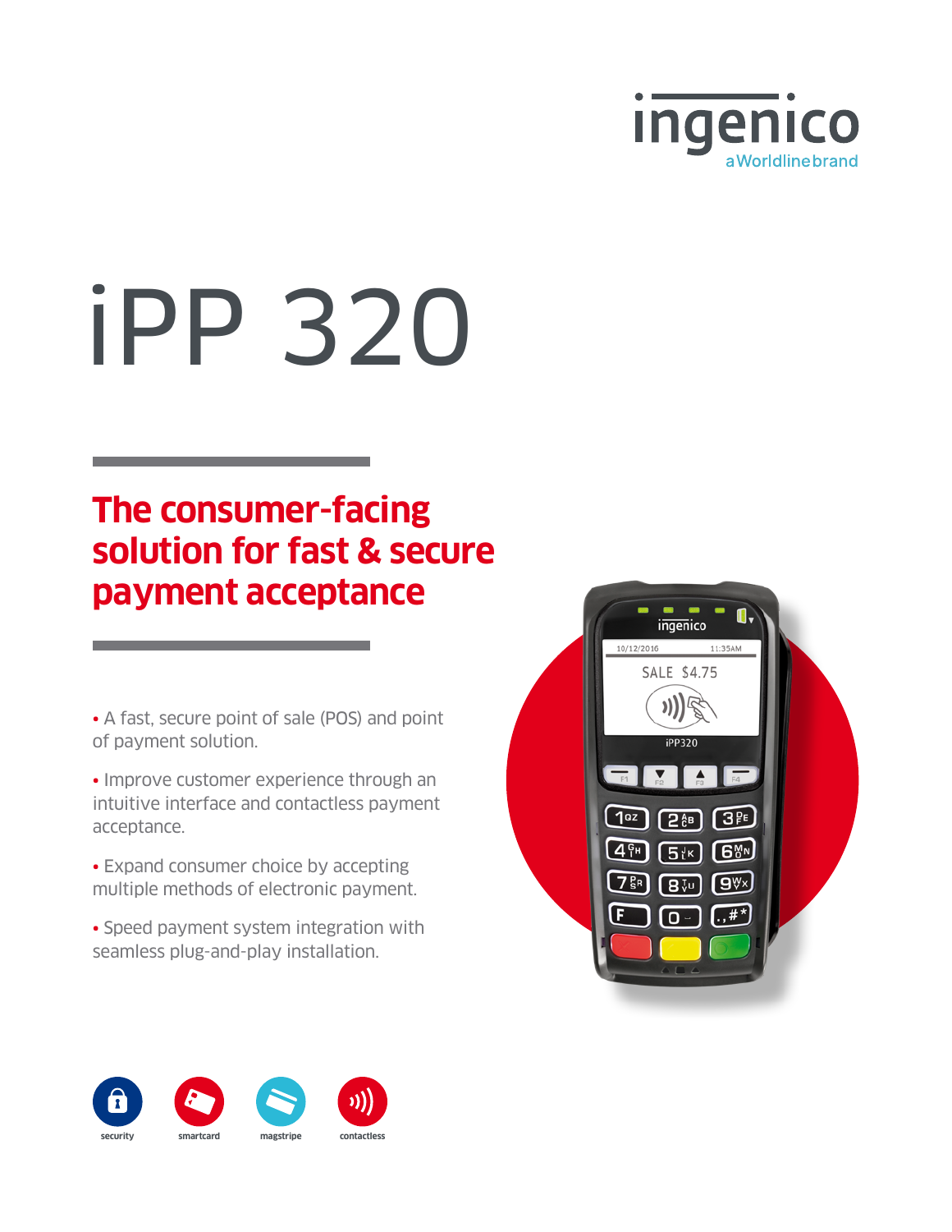ingenico
a Worldline brand

# iPP 320

## The consumer-facing solution for fast & secure payment acceptance

- A fast, secure point of sale (POS) and point of payment solution.
- Improve customer experience through an intuitive interface and contactless payment acceptance.
- Expand consumer choice by accepting multiple methods of electronic payment.
- Speed payment system integration with seamless plug-and-play installation.

security · smartcard · magstripe · contactless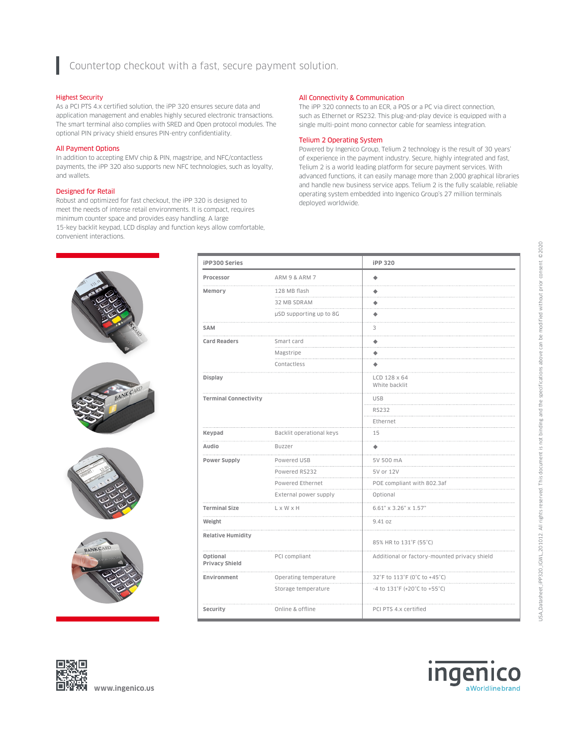## Countertop checkout with a fast, secure payment solution.

### Highest Security

As a PCI PTS 4.x certified solution, the iPP 320 ensures secure data and application management and enables highly secured electronic transactions. The smart terminal also complies with SRED and Open protocol modules. The optional PIN privacy shield ensures PIN-entry confidentiality.

### All Payment Options

In addition to accepting EMV chip & PIN, magstripe, and NFC/contactless payments, the iPP 320 also supports new NFC technologies, such as loyalty, and wallets.

### Designed for Retail

Robust and optimized for fast checkout, the iPP 320 is designed to meet the needs of intense retail environments. It is compact, requires minimum counter space and provides easy handling. A large 15-key backlit keypad, LCD display and function keys allow comfortable, convenient interactions.

### All Connectivity & Communication

The iPP 320 connects to an ECR, a POS or a PC via direct connection, such as Ethernet or RS232. This plug-and-play device is equipped with a single multi-point mono connector cable for seamless integration.

### Telium 2 Operating System

Powered by Ingenico Group, Telium 2 technology is the result of 30 years' of experience in the payment industry. Secure, highly integrated and fast, Telium 2 is a world leading platform for secure payment services. With advanced functions, it can easily manage more than 2,000 graphical libraries and handle new business service apps. Telium is the fully scalable, reliable operating system embedded into Ingenico Group's 27 million terminals deployed worldwide.

| iPP300 Series | | iPP 320 |
|---|---|---|
| **Processor** | ARM 9 & ARM 7 | ◆ |
| **Memory** | 128 MB flash | ◆ |
| | 32 MB SDRAM | ◆ |
| | µSD supporting up to 8G | ◆ |
| **SAM** | | 3 |
| **Card Readers** | Smart card | ◆ |
| | Magstripe | ◆ |
| | Contactless | ◆ |
| **Display** | | LCD 128 x 64 White backlit |
| **Terminal Connectivity** | | USB |
| | | RS232 |
| | | Ethernet |
| **Keypad** | Backlit operational keys | 15 |
| **Audio** | Buzzer | ◆ |
| **Power Supply** | Powered USB | 5V 500 mA |
| | Powered RS232 | 5V or 12V |
| | Powered Ethernet | POE compliant with 802.3af |
| | External power supply | Optional |
| **Terminal Size** | L x W x H | 6.61" x 3.26" x 1.57" |
| **Weight** | | 9.41 oz |
| **Relative Humidity** | | 85% HR to 131°F (55°C) |
| **Optional Privacy Shield** | PCI compliant | Additional or factory-mounted privacy shield |
| **Environment** | Operating temperature | 32°F to 113°F (0°C to +45°C) |
| | Storage temperature | -4 to 131°F (+20°C to +55°C) |
| **Security** | Online & offline | PCI PTS 4.x certified |

USA_Datasheet_iPP320_IGWL_201012. All rights reserved. This document is not binding and the specifications above can be modified without prior consent. ©2020

www.ingenico.us

ingenico
a Worldline brand